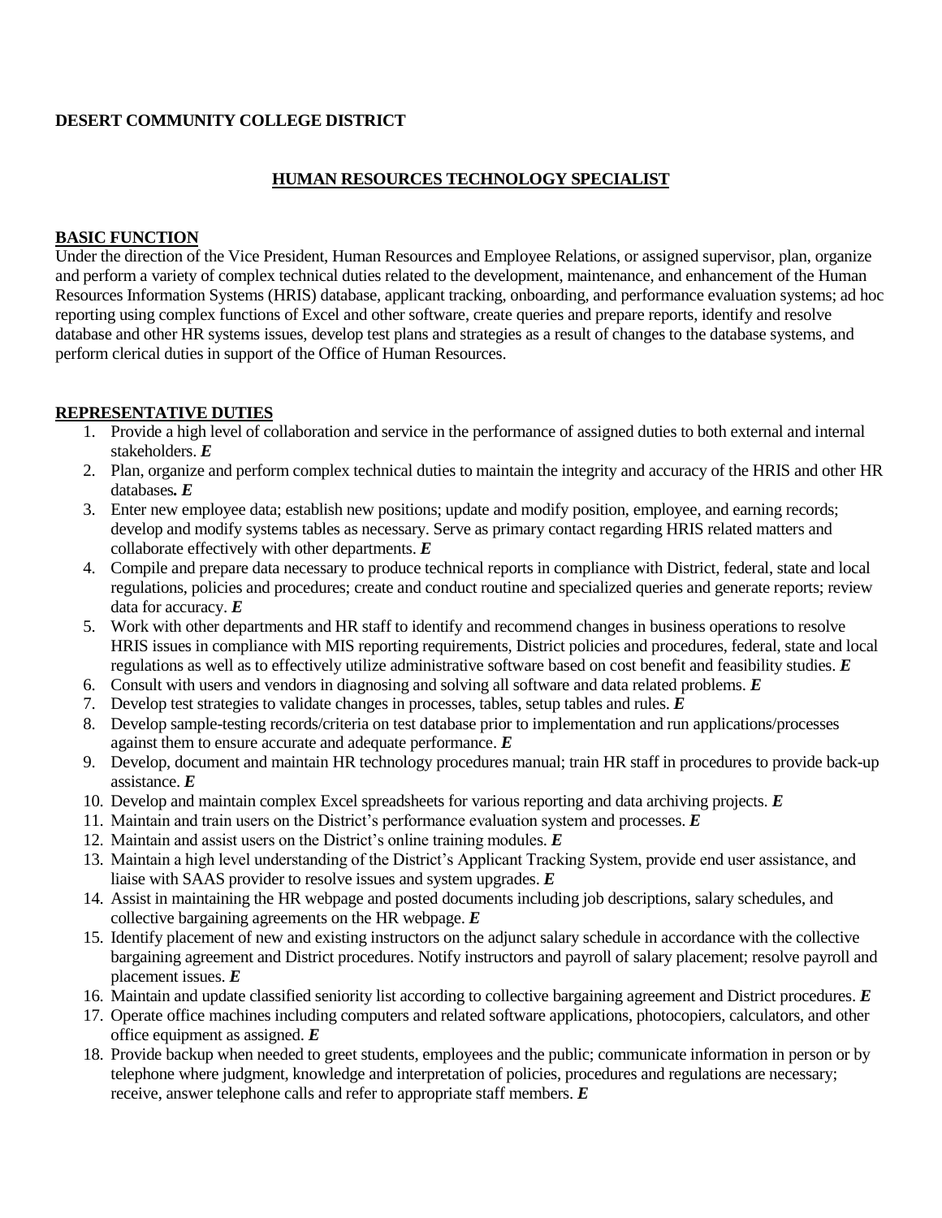**DESERT COMMUNITY COLLEGE DISTRICT**

# HUMAN RESOURCES TECHNOLOGY SPECIALIST

## BASIC FUNCTION

Under the direction of the Vice President, Human Resources and Employee Relations, or assigned supervisor, plan, organize and perform a variety of complex technical duties related to the development, maintenance, and enhancement of the Human Resources Information Systems (HRIS) database, applicant tracking, onboarding, and performance evaluation systems; ad hoc reporting using complex functions of Excel and other software, create queries and prepare reports, identify and resolve database and other HR systems issues, develop test plans and strategies as a result of changes to the database systems, and perform clerical duties in support of the Office of Human Resources.

## REPRESENTATIVE DUTIES

1. Provide a high level of collaboration and service in the performance of assigned duties to both external and internal stakeholders. ***E***
2. Plan, organize and perform complex technical duties to maintain the integrity and accuracy of the HRIS and other HR databases***. E***
3. Enter new employee data; establish new positions; update and modify position, employee, and earning records; develop and modify systems tables as necessary. Serve as primary contact regarding HRIS related matters and collaborate effectively with other departments. ***E***
4. Compile and prepare data necessary to produce technical reports in compliance with District, federal, state and local regulations, policies and procedures; create and conduct routine and specialized queries and generate reports; review data for accuracy. ***E***
5. Work with other departments and HR staff to identify and recommend changes in business operations to resolve HRIS issues in compliance with MIS reporting requirements, District policies and procedures, federal, state and local regulations as well as to effectively utilize administrative software based on cost benefit and feasibility studies. ***E***
6. Consult with users and vendors in diagnosing and solving all software and data related problems. ***E***
7. Develop test strategies to validate changes in processes, tables, setup tables and rules. ***E***
8. Develop sample-testing records/criteria on test database prior to implementation and run applications/processes against them to ensure accurate and adequate performance. ***E***
9. Develop, document and maintain HR technology procedures manual; train HR staff in procedures to provide back-up assistance. ***E***
10. Develop and maintain complex Excel spreadsheets for various reporting and data archiving projects. ***E***
11. Maintain and train users on the District's performance evaluation system and processes. ***E***
12. Maintain and assist users on the District's online training modules. ***E***
13. Maintain a high level understanding of the District's Applicant Tracking System, provide end user assistance, and liaise with SAAS provider to resolve issues and system upgrades. ***E***
14. Assist in maintaining the HR webpage and posted documents including job descriptions, salary schedules, and collective bargaining agreements on the HR webpage. ***E***
15. Identify placement of new and existing instructors on the adjunct salary schedule in accordance with the collective bargaining agreement and District procedures. Notify instructors and payroll of salary placement; resolve payroll and placement issues. ***E***
16. Maintain and update classified seniority list according to collective bargaining agreement and District procedures. ***E***
17. Operate office machines including computers and related software applications, photocopiers, calculators, and other office equipment as assigned. ***E***
18. Provide backup when needed to greet students, employees and the public; communicate information in person or by telephone where judgment, knowledge and interpretation of policies, procedures and regulations are necessary; receive, answer telephone calls and refer to appropriate staff members. ***E***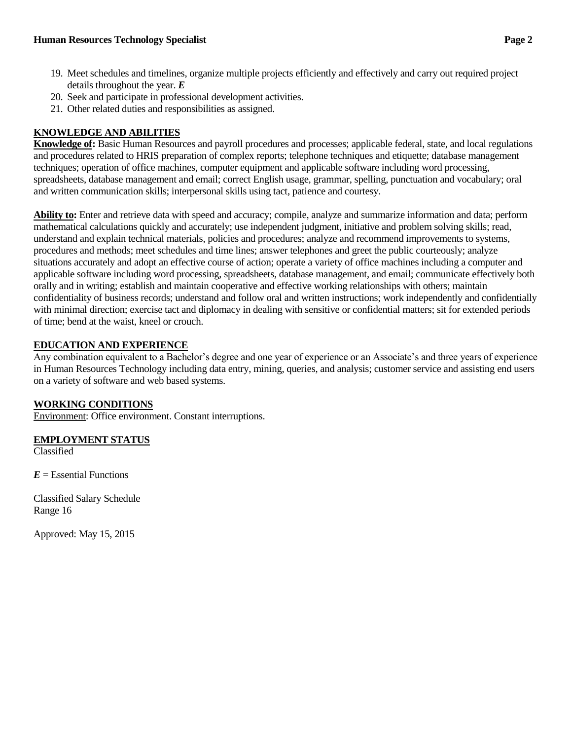19. Meet schedules and timelines, organize multiple projects efficiently and effectively and carry out required project details throughout the year. ***E***
20. Seek and participate in professional development activities.
21. Other related duties and responsibilities as assigned.

## KNOWLEDGE AND ABILITIES

**Knowledge of:** Basic Human Resources and payroll procedures and processes; applicable federal, state, and local regulations and procedures related to HRIS preparation of complex reports; telephone techniques and etiquette; database management techniques; operation of office machines, computer equipment and applicable software including word processing, spreadsheets, database management and email; correct English usage, grammar, spelling, punctuation and vocabulary; oral and written communication skills; interpersonal skills using tact, patience and courtesy.

**Ability to:** Enter and retrieve data with speed and accuracy; compile, analyze and summarize information and data; perform mathematical calculations quickly and accurately; use independent judgment, initiative and problem solving skills; read, understand and explain technical materials, policies and procedures; analyze and recommend improvements to systems, procedures and methods; meet schedules and time lines; answer telephones and greet the public courteously; analyze situations accurately and adopt an effective course of action; operate a variety of office machines including a computer and applicable software including word processing, spreadsheets, database management, and email; communicate effectively both orally and in writing; establish and maintain cooperative and effective working relationships with others; maintain confidentiality of business records; understand and follow oral and written instructions; work independently and confidentially with minimal direction; exercise tact and diplomacy in dealing with sensitive or confidential matters; sit for extended periods of time; bend at the waist, kneel or crouch.

## EDUCATION AND EXPERIENCE

Any combination equivalent to a Bachelor's degree and one year of experience or an Associate's and three years of experience in Human Resources Technology including data entry, mining, queries, and analysis; customer service and assisting end users on a variety of software and web based systems.

## WORKING CONDITIONS

Environment: Office environment. Constant interruptions.

## EMPLOYMENT STATUS

Classified

***E*** = Essential Functions

Classified Salary Schedule
Range 16

Approved: May 15, 2015